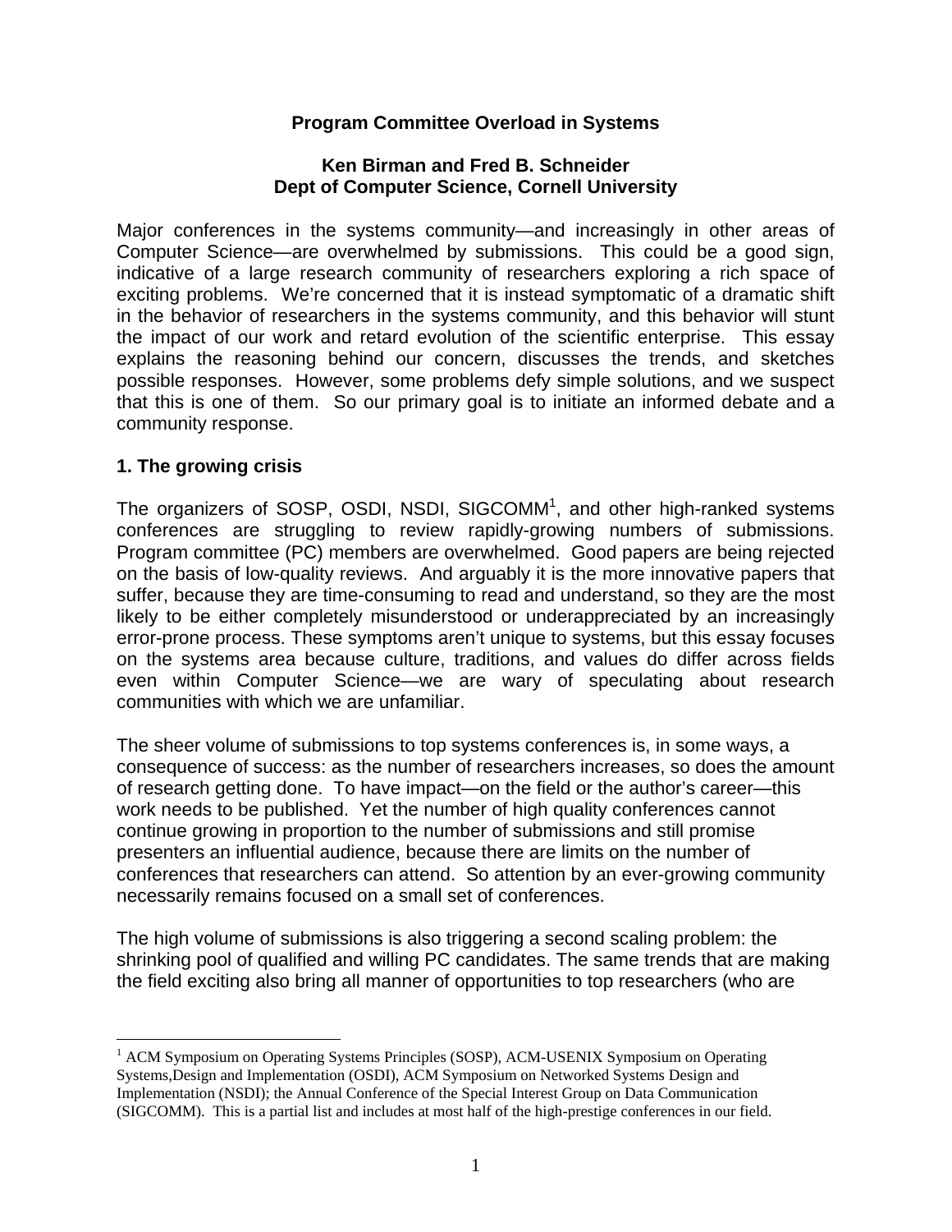# Program Committee Overload in Systems

**Ken Birman and Fred B. Schneider**
**Dept of Computer Science, Cornell University**

Major conferences in the systems community—and increasingly in other areas of Computer Science—are overwhelmed by submissions. This could be a good sign, indicative of a large research community of researchers exploring a rich space of exciting problems. We're concerned that it is instead symptomatic of a dramatic shift in the behavior of researchers in the systems community, and this behavior will stunt the impact of our work and retard evolution of the scientific enterprise. This essay explains the reasoning behind our concern, discusses the trends, and sketches possible responses. However, some problems defy simple solutions, and we suspect that this is one of them. So our primary goal is to initiate an informed debate and a community response.

## 1. The growing crisis

The organizers of SOSP, OSDI, NSDI, SIGCOMM[1], and other high-ranked systems conferences are struggling to review rapidly-growing numbers of submissions. Program committee (PC) members are overwhelmed. Good papers are being rejected on the basis of low-quality reviews. And arguably it is the more innovative papers that suffer, because they are time-consuming to read and understand, so they are the most likely to be either completely misunderstood or underappreciated by an increasingly error-prone process. These symptoms aren't unique to systems, but this essay focuses on the systems area because culture, traditions, and values do differ across fields even within Computer Science—we are wary of speculating about research communities with which we are unfamiliar.

The sheer volume of submissions to top systems conferences is, in some ways, a consequence of success: as the number of researchers increases, so does the amount of research getting done. To have impact—on the field or the author's career—this work needs to be published. Yet the number of high quality conferences cannot continue growing in proportion to the number of submissions and still promise presenters an influential audience, because there are limits on the number of conferences that researchers can attend. So attention by an ever-growing community necessarily remains focused on a small set of conferences.

The high volume of submissions is also triggering a second scaling problem: the shrinking pool of qualified and willing PC candidates. The same trends that are making the field exciting also bring all manner of opportunities to top researchers (who are

---

[1] ACM Symposium on Operating Systems Principles (SOSP), ACM-USENIX Symposium on Operating Systems,Design and Implementation (OSDI), ACM Symposium on Networked Systems Design and Implementation (NSDI); the Annual Conference of the Special Interest Group on Data Communication (SIGCOMM). This is a partial list and includes at most half of the high-prestige conferences in our field.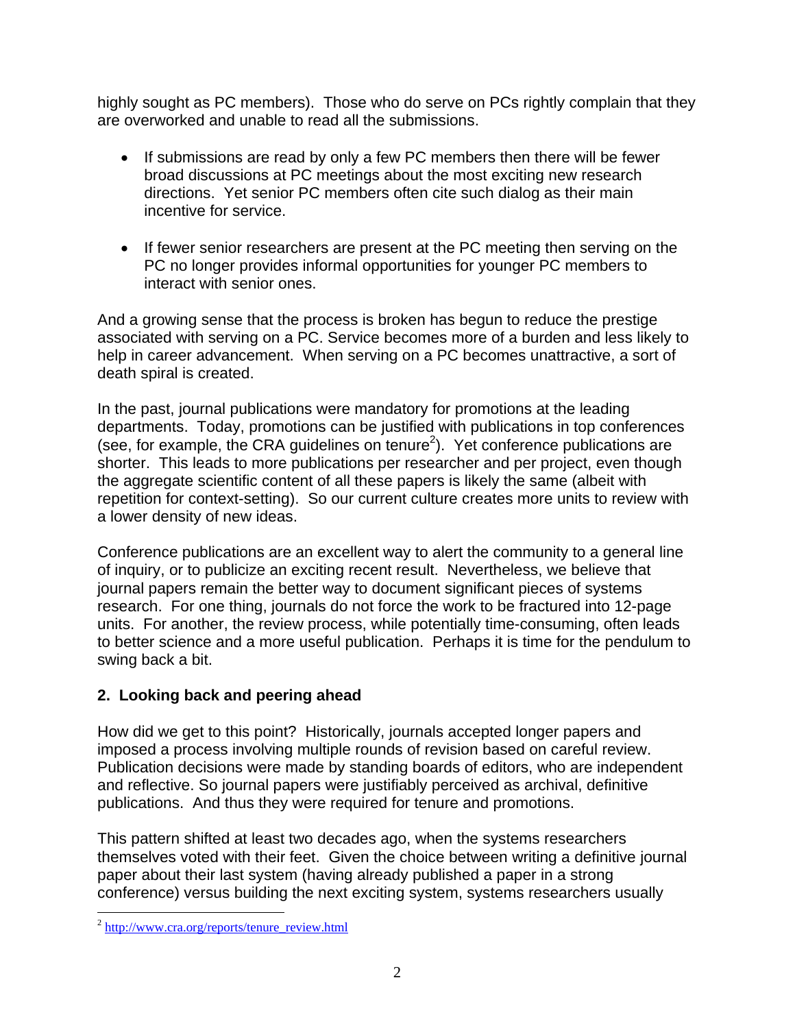highly sought as PC members). Those who do serve on PCs rightly complain that they are overworked and unable to read all the submissions.

- If submissions are read by only a few PC members then there will be fewer broad discussions at PC meetings about the most exciting new research directions. Yet senior PC members often cite such dialog as their main incentive for service.

- If fewer senior researchers are present at the PC meeting then serving on the PC no longer provides informal opportunities for younger PC members to interact with senior ones.

And a growing sense that the process is broken has begun to reduce the prestige associated with serving on a PC. Service becomes more of a burden and less likely to help in career advancement. When serving on a PC becomes unattractive, a sort of death spiral is created.

In the past, journal publications were mandatory for promotions at the leading departments. Today, promotions can be justified with publications in top conferences (see, for example, the CRA guidelines on tenure[2]). Yet conference publications are shorter. This leads to more publications per researcher and per project, even though the aggregate scientific content of all these papers is likely the same (albeit with repetition for context-setting). So our current culture creates more units to review with a lower density of new ideas.

Conference publications are an excellent way to alert the community to a general line of inquiry, or to publicize an exciting recent result. Nevertheless, we believe that journal papers remain the better way to document significant pieces of systems research. For one thing, journals do not force the work to be fractured into 12-page units. For another, the review process, while potentially time-consuming, often leads to better science and a more useful publication. Perhaps it is time for the pendulum to swing back a bit.

## 2. Looking back and peering ahead

How did we get to this point? Historically, journals accepted longer papers and imposed a process involving multiple rounds of revision based on careful review. Publication decisions were made by standing boards of editors, who are independent and reflective. So journal papers were justifiably perceived as archival, definitive publications. And thus they were required for tenure and promotions.

This pattern shifted at least two decades ago, when the systems researchers themselves voted with their feet. Given the choice between writing a definitive journal paper about their last system (having already published a paper in a strong conference) versus building the next exciting system, systems researchers usually

---

[2] http://www.cra.org/reports/tenure_review.html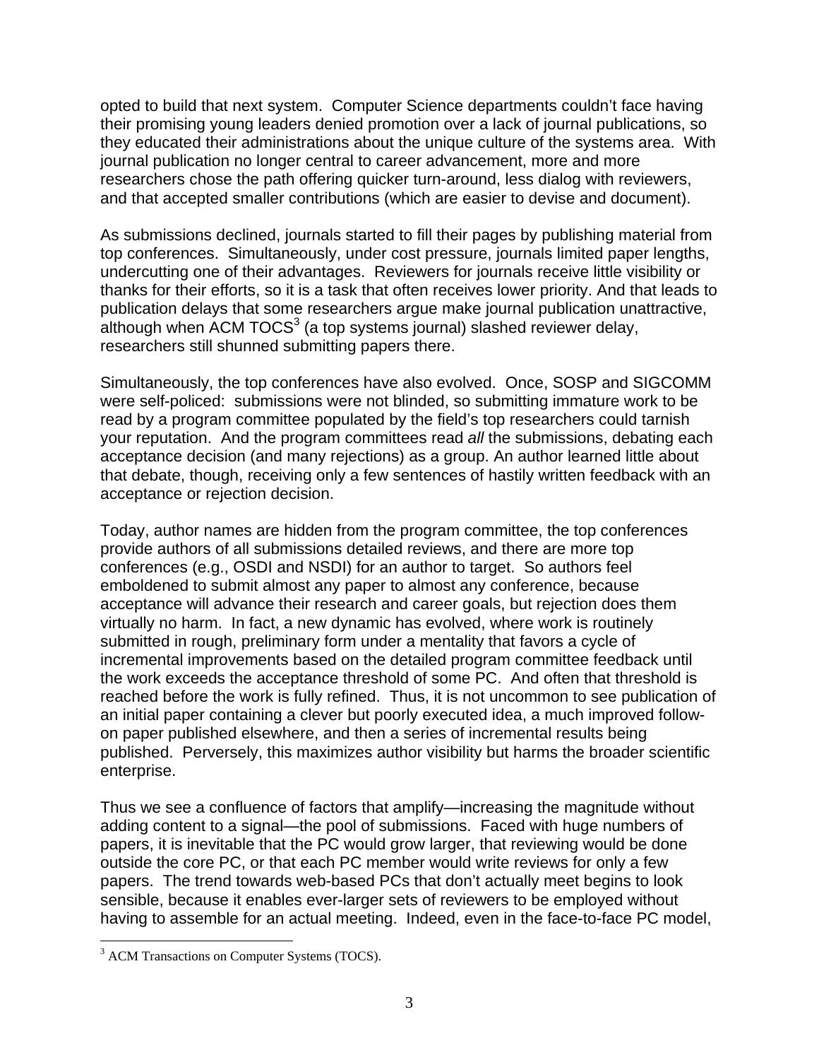opted to build that next system. Computer Science departments couldn't face having their promising young leaders denied promotion over a lack of journal publications, so they educated their administrations about the unique culture of the systems area. With journal publication no longer central to career advancement, more and more researchers chose the path offering quicker turn-around, less dialog with reviewers, and that accepted smaller contributions (which are easier to devise and document).

As submissions declined, journals started to fill their pages by publishing material from top conferences. Simultaneously, under cost pressure, journals limited paper lengths, undercutting one of their advantages. Reviewers for journals receive little visibility or thanks for their efforts, so it is a task that often receives lower priority. And that leads to publication delays that some researchers argue make journal publication unattractive, although when ACM TOCS[3] (a top systems journal) slashed reviewer delay, researchers still shunned submitting papers there.

Simultaneously, the top conferences have also evolved. Once, SOSP and SIGCOMM were self-policed: submissions were not blinded, so submitting immature work to be read by a program committee populated by the field's top researchers could tarnish your reputation. And the program committees read *all* the submissions, debating each acceptance decision (and many rejections) as a group. An author learned little about that debate, though, receiving only a few sentences of hastily written feedback with an acceptance or rejection decision.

Today, author names are hidden from the program committee, the top conferences provide authors of all submissions detailed reviews, and there are more top conferences (e.g., OSDI and NSDI) for an author to target. So authors feel emboldened to submit almost any paper to almost any conference, because acceptance will advance their research and career goals, but rejection does them virtually no harm. In fact, a new dynamic has evolved, where work is routinely submitted in rough, preliminary form under a mentality that favors a cycle of incremental improvements based on the detailed program committee feedback until the work exceeds the acceptance threshold of some PC. And often that threshold is reached before the work is fully refined. Thus, it is not uncommon to see publication of an initial paper containing a clever but poorly executed idea, a much improved follow-on paper published elsewhere, and then a series of incremental results being published. Perversely, this maximizes author visibility but harms the broader scientific enterprise.

Thus we see a confluence of factors that amplify—increasing the magnitude without adding content to a signal—the pool of submissions. Faced with huge numbers of papers, it is inevitable that the PC would grow larger, that reviewing would be done outside the core PC, or that each PC member would write reviews for only a few papers. The trend towards web-based PCs that don't actually meet begins to look sensible, because it enables ever-larger sets of reviewers to be employed without having to assemble for an actual meeting. Indeed, even in the face-to-face PC model,

[3] ACM Transactions on Computer Systems (TOCS).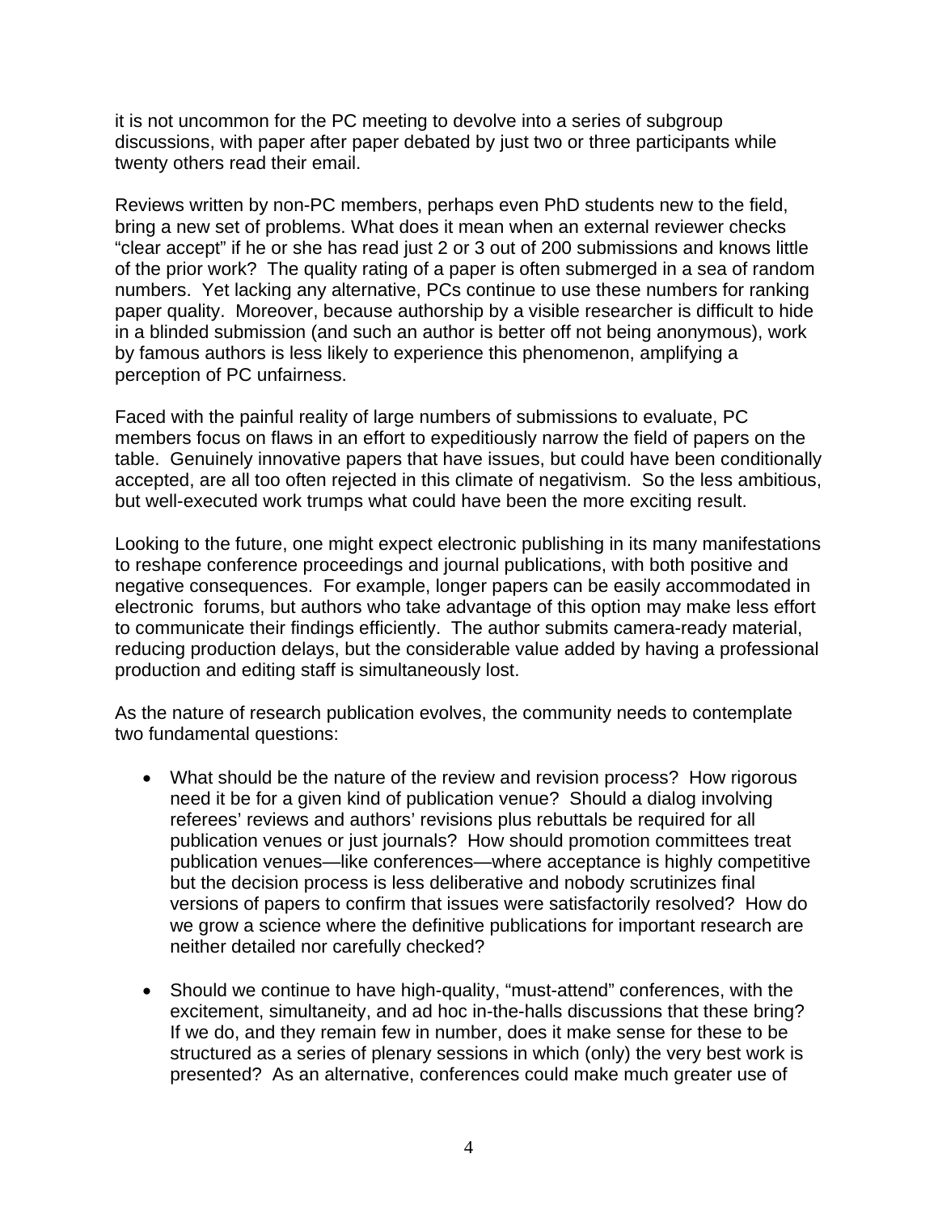it is not uncommon for the PC meeting to devolve into a series of subgroup discussions, with paper after paper debated by just two or three participants while twenty others read their email.

Reviews written by non-PC members, perhaps even PhD students new to the field, bring a new set of problems. What does it mean when an external reviewer checks "clear accept" if he or she has read just 2 or 3 out of 200 submissions and knows little of the prior work? The quality rating of a paper is often submerged in a sea of random numbers. Yet lacking any alternative, PCs continue to use these numbers for ranking paper quality. Moreover, because authorship by a visible researcher is difficult to hide in a blinded submission (and such an author is better off not being anonymous), work by famous authors is less likely to experience this phenomenon, amplifying a perception of PC unfairness.

Faced with the painful reality of large numbers of submissions to evaluate, PC members focus on flaws in an effort to expeditiously narrow the field of papers on the table. Genuinely innovative papers that have issues, but could have been conditionally accepted, are all too often rejected in this climate of negativism. So the less ambitious, but well-executed work trumps what could have been the more exciting result.

Looking to the future, one might expect electronic publishing in its many manifestations to reshape conference proceedings and journal publications, with both positive and negative consequences. For example, longer papers can be easily accommodated in electronic forums, but authors who take advantage of this option may make less effort to communicate their findings efficiently. The author submits camera-ready material, reducing production delays, but the considerable value added by having a professional production and editing staff is simultaneously lost.

As the nature of research publication evolves, the community needs to contemplate two fundamental questions:

- What should be the nature of the review and revision process? How rigorous need it be for a given kind of publication venue? Should a dialog involving referees' reviews and authors' revisions plus rebuttals be required for all publication venues or just journals? How should promotion committees treat publication venues—like conferences—where acceptance is highly competitive but the decision process is less deliberative and nobody scrutinizes final versions of papers to confirm that issues were satisfactorily resolved? How do we grow a science where the definitive publications for important research are neither detailed nor carefully checked?

- Should we continue to have high-quality, "must-attend" conferences, with the excitement, simultaneity, and ad hoc in-the-halls discussions that these bring? If we do, and they remain few in number, does it make sense for these to be structured as a series of plenary sessions in which (only) the very best work is presented? As an alternative, conferences could make much greater use of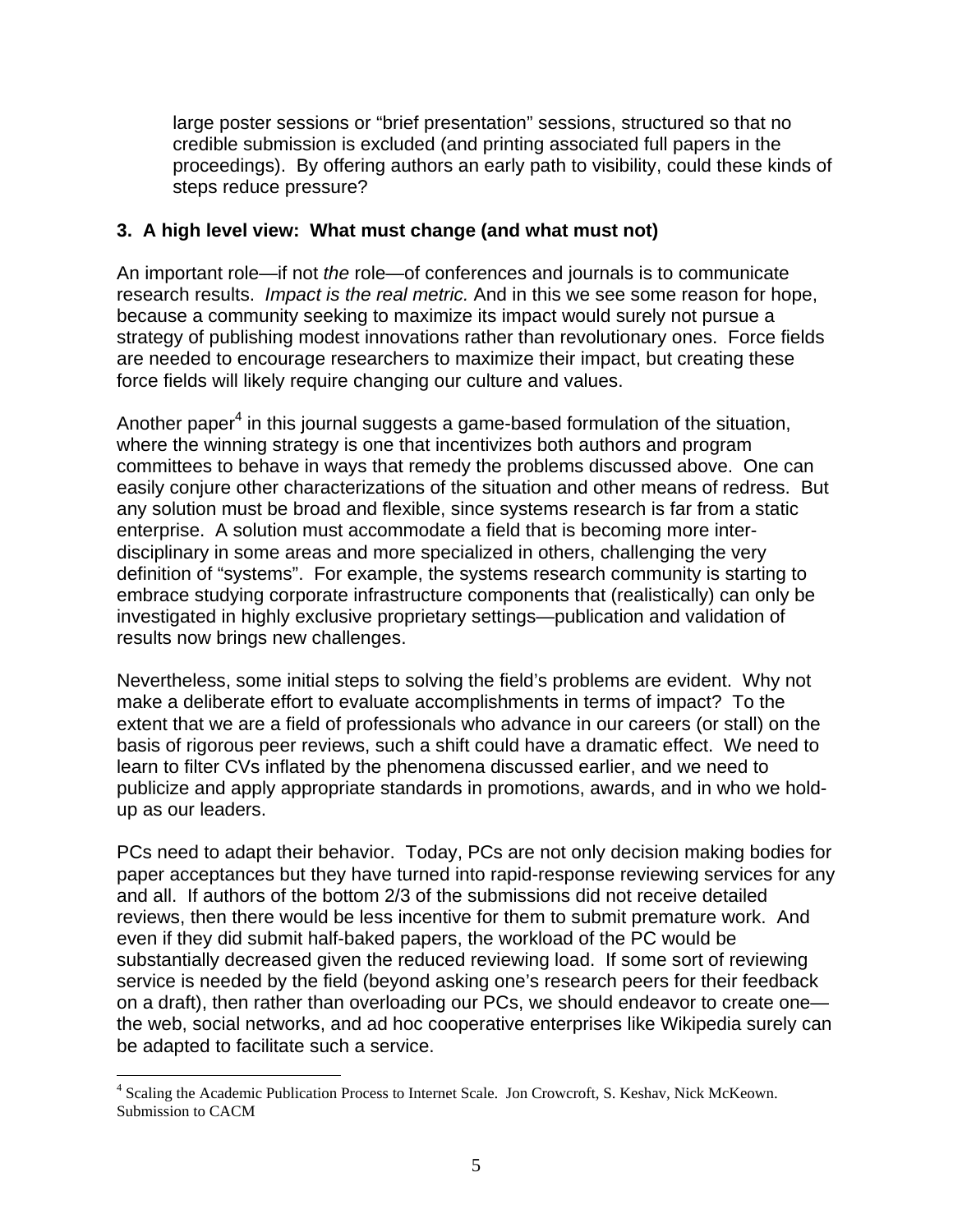large poster sessions or "brief presentation" sessions, structured so that no credible submission is excluded (and printing associated full papers in the proceedings). By offering authors an early path to visibility, could these kinds of steps reduce pressure?

## 3. A high level view: What must change (and what must not)

An important role—if not *the* role—of conferences and journals is to communicate research results. *Impact is the real metric.* And in this we see some reason for hope, because a community seeking to maximize its impact would surely not pursue a strategy of publishing modest innovations rather than revolutionary ones. Force fields are needed to encourage researchers to maximize their impact, but creating these force fields will likely require changing our culture and values.

Another paper[4] in this journal suggests a game-based formulation of the situation, where the winning strategy is one that incentivizes both authors and program committees to behave in ways that remedy the problems discussed above. One can easily conjure other characterizations of the situation and other means of redress. But any solution must be broad and flexible, since systems research is far from a static enterprise. A solution must accommodate a field that is becoming more inter-disciplinary in some areas and more specialized in others, challenging the very definition of "systems". For example, the systems research community is starting to embrace studying corporate infrastructure components that (realistically) can only be investigated in highly exclusive proprietary settings—publication and validation of results now brings new challenges.

Nevertheless, some initial steps to solving the field's problems are evident. Why not make a deliberate effort to evaluate accomplishments in terms of impact? To the extent that we are a field of professionals who advance in our careers (or stall) on the basis of rigorous peer reviews, such a shift could have a dramatic effect. We need to learn to filter CVs inflated by the phenomena discussed earlier, and we need to publicize and apply appropriate standards in promotions, awards, and in who we hold-up as our leaders.

PCs need to adapt their behavior. Today, PCs are not only decision making bodies for paper acceptances but they have turned into rapid-response reviewing services for any and all. If authors of the bottom 2/3 of the submissions did not receive detailed reviews, then there would be less incentive for them to submit premature work. And even if they did submit half-baked papers, the workload of the PC would be substantially decreased given the reduced reviewing load. If some sort of reviewing service is needed by the field (beyond asking one's research peers for their feedback on a draft), then rather than overloading our PCs, we should endeavor to create one—the web, social networks, and ad hoc cooperative enterprises like Wikipedia surely can be adapted to facilitate such a service.

---

[4] Scaling the Academic Publication Process to Internet Scale. Jon Crowcroft, S. Keshav, Nick McKeown. Submission to CACM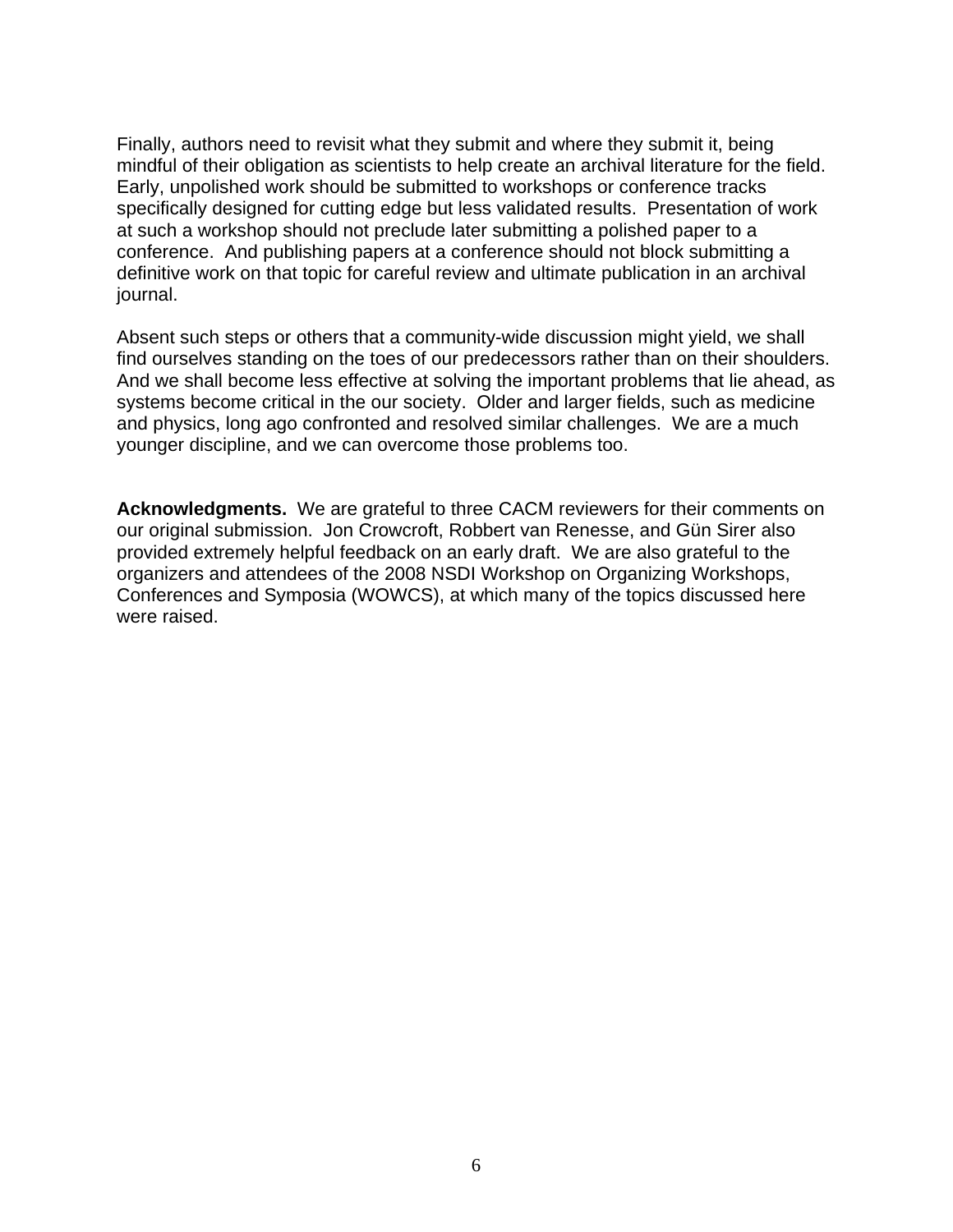Finally, authors need to revisit what they submit and where they submit it, being mindful of their obligation as scientists to help create an archival literature for the field. Early, unpolished work should be submitted to workshops or conference tracks specifically designed for cutting edge but less validated results. Presentation of work at such a workshop should not preclude later submitting a polished paper to a conference. And publishing papers at a conference should not block submitting a definitive work on that topic for careful review and ultimate publication in an archival journal.

Absent such steps or others that a community-wide discussion might yield, we shall find ourselves standing on the toes of our predecessors rather than on their shoulders. And we shall become less effective at solving the important problems that lie ahead, as systems become critical in the our society. Older and larger fields, such as medicine and physics, long ago confronted and resolved similar challenges. We are a much younger discipline, and we can overcome those problems too.

**Acknowledgments.** We are grateful to three CACM reviewers for their comments on our original submission. Jon Crowcroft, Robbert van Renesse, and Gün Sirer also provided extremely helpful feedback on an early draft. We are also grateful to the organizers and attendees of the 2008 NSDI Workshop on Organizing Workshops, Conferences and Symposia (WOWCS), at which many of the topics discussed here were raised.